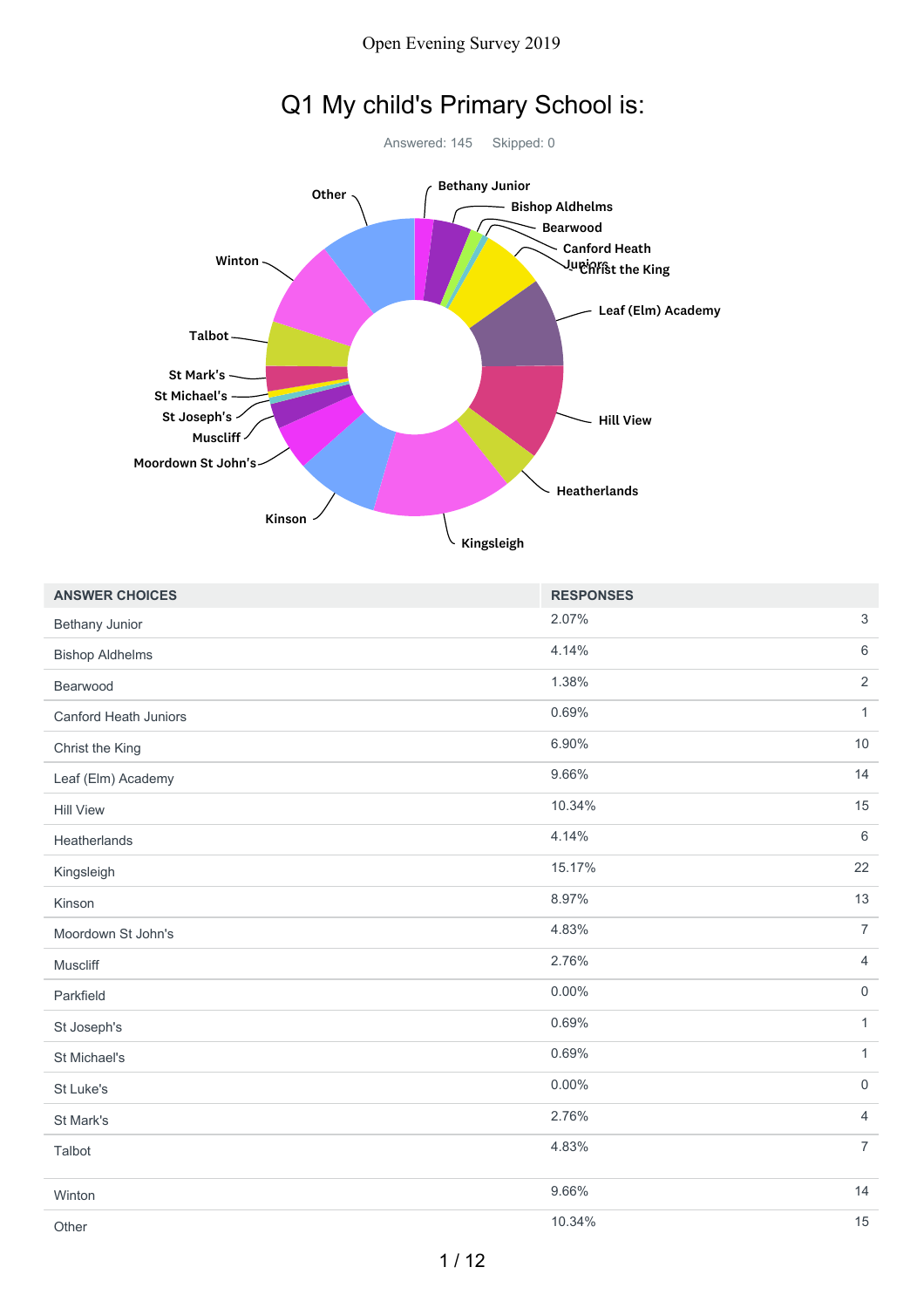# Q1 My child's Primary School is:

Answered: 145 Skipped: 0

Other
Bethany Junior
Bishop Aldhelms
Bearwood
Canford Heath Juniors
Christ the King
Winton
Leaf (Elm) Academy
Talbot
St Mark's
St Michael's
St Joseph's
Muscliff
Hill View
Moordown St John's
Heatherlands
Kinson
Kingsleigh

| ANSWER CHOICES | RESPONSES | |
|---|---|---|
| Bethany Junior | 2.07% | 3 |
| Bishop Aldhelms | 4.14% | 6 |
| Bearwood | 1.38% | 2 |
| Canford Heath Juniors | 0.69% | 1 |
| Christ the King | 6.90% | 10 |
| Leaf (Elm) Academy | 9.66% | 14 |
| Hill View | 10.34% | 15 |
| Heatherlands | 4.14% | 6 |
| Kingsleigh | 15.17% | 22 |
| Kinson | 8.97% | 13 |
| Moordown St John's | 4.83% | 7 |
| Muscliff | 2.76% | 4 |
| Parkfield | 0.00% | 0 |
| St Joseph's | 0.69% | 1 |
| St Michael's | 0.69% | 1 |
| St Luke's | 0.00% | 0 |
| St Mark's | 2.76% | 4 |
| Talbot | 4.83% | 7 |
| Winton | 9.66% | 14 |
| Other | 10.34% | 15 |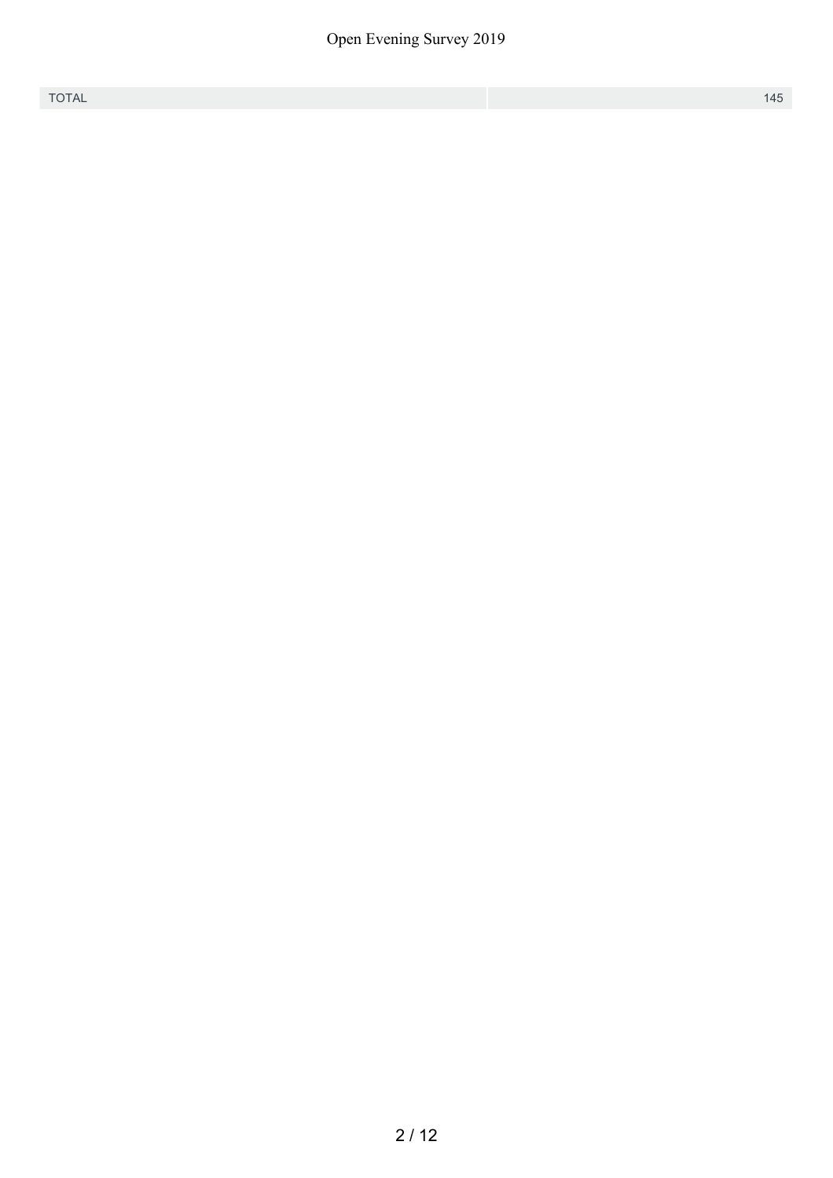| | |
|---|---|
| TOTAL | 145 |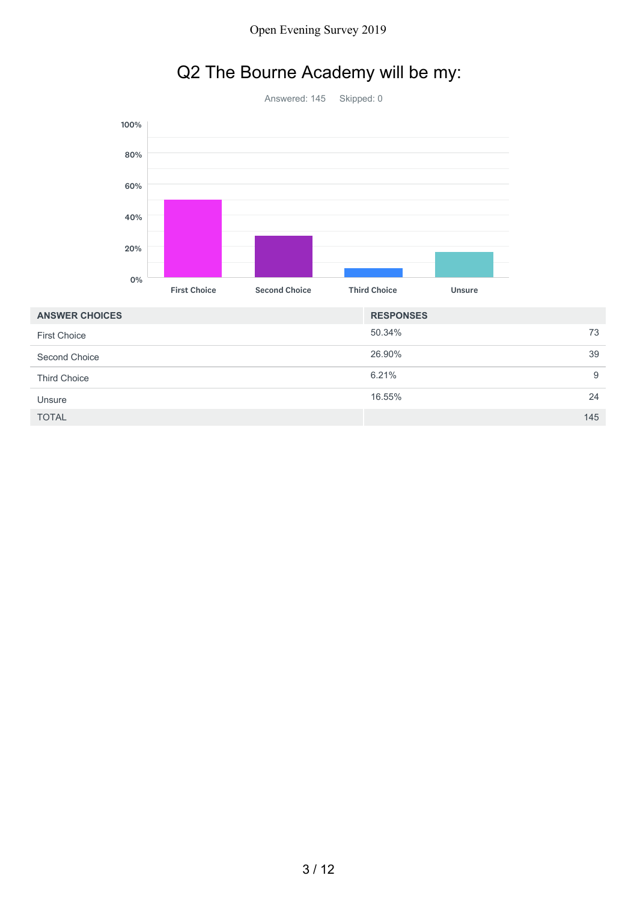# Q2 The Bourne Academy will be my:

Answered: 145 Skipped: 0

100%
80%
60%
40%
20%
0%

First Choice
Second Choice
Third Choice
Unsure

| ANSWER CHOICES | RESPONSES | |
|---|---|---|
| First Choice | 50.34% | 73 |
| Second Choice | 26.90% | 39 |
| Third Choice | 6.21% | 9 |
| Unsure | 16.55% | 24 |
| TOTAL | | 145 |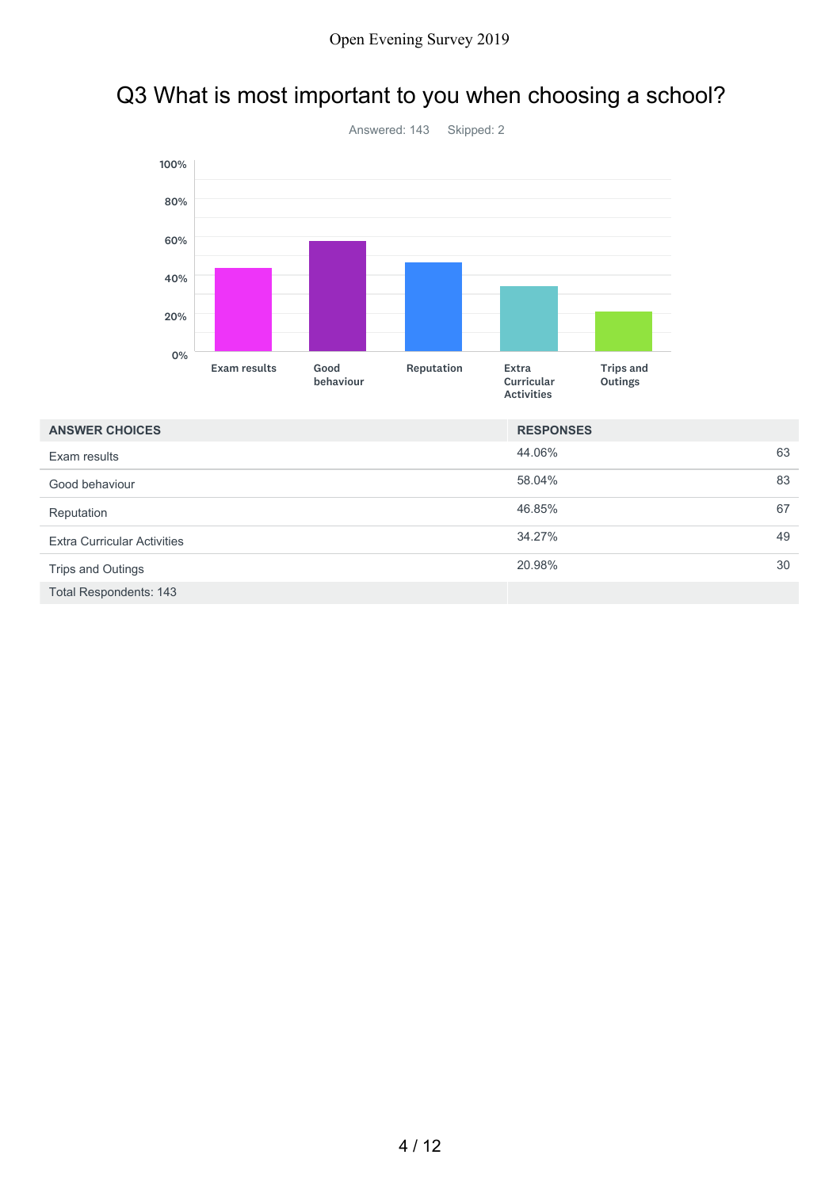# Q3 What is most important to you when choosing a school?

Answered: 143 Skipped: 2

100%
80%
60%
40%
20%
0%

Exam results
Good behaviour
Reputation
Extra Curricular Activities
Trips and Outings

| ANSWER CHOICES | RESPONSES | |
|---|---|---|
| Exam results | 44.06% | 63 |
| Good behaviour | 58.04% | 83 |
| Reputation | 46.85% | 67 |
| Extra Curricular Activities | 34.27% | 49 |
| Trips and Outings | 20.98% | 30 |
| Total Respondents: 143 | | |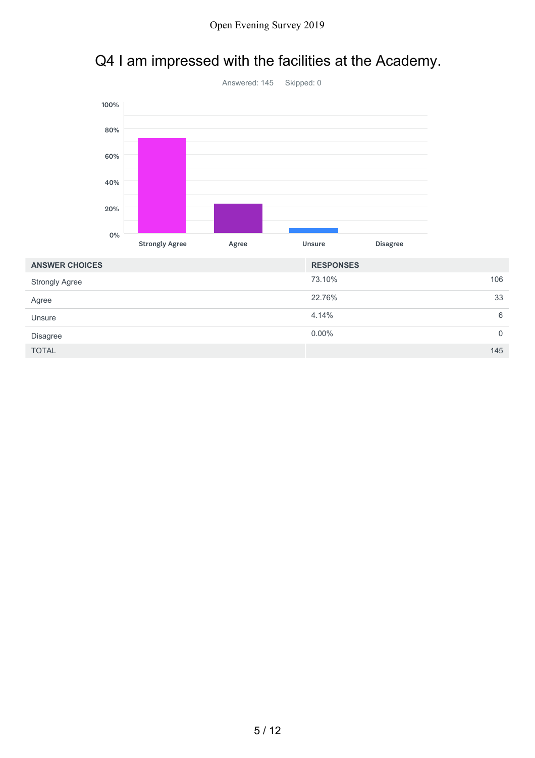## Q4 I am impressed with the facilities at the Academy.

Answered: 145 Skipped: 0

100%
80%
60%
40%
20%
0%
Strongly Agree
Agree
Unsure
Disagree

| ANSWER CHOICES | RESPONSES | |
|---|---|---|
| Strongly Agree | 73.10% | 106 |
| Agree | 22.76% | 33 |
| Unsure | 4.14% | 6 |
| Disagree | 0.00% | 0 |
| TOTAL | | 145 |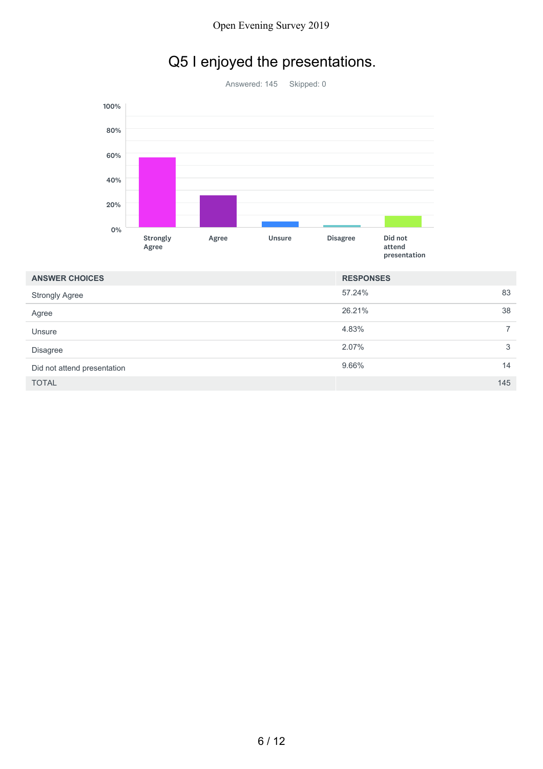## Q5 I enjoyed the presentations.

Answered: 145 Skipped: 0

| ANSWER CHOICES | RESPONSES | |
|---|---|---|
| Strongly Agree | 57.24% | 83 |
| Agree | 26.21% | 38 |
| Unsure | 4.83% | 7 |
| Disagree | 2.07% | 3 |
| Did not attend presentation | 9.66% | 14 |
| TOTAL | | 145 |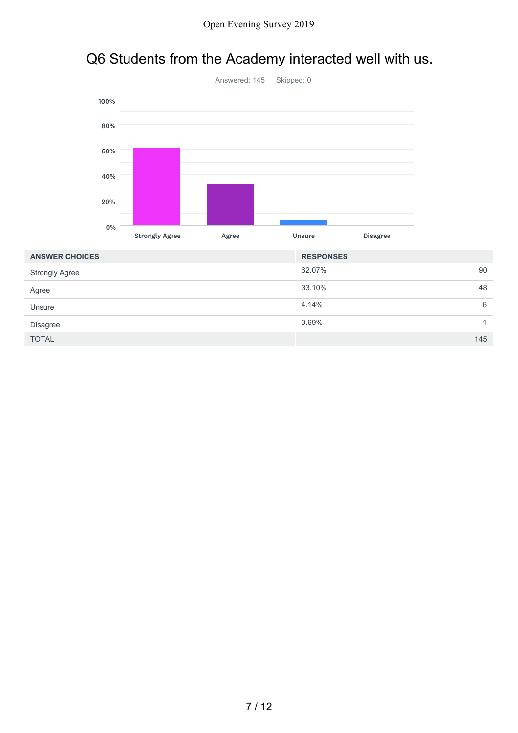# Q6 Students from the Academy interacted well with us.

Answered: 145 Skipped: 0

100%
80%
60%
40%
20%
0%
Strongly Agree
Agree
Unsure
Disagree

| ANSWER CHOICES | RESPONSES | |
|---|---|---|
| Strongly Agree | 62.07% | 90 |
| Agree | 33.10% | 48 |
| Unsure | 4.14% | 6 |
| Disagree | 0.69% | 1 |
| TOTAL | | 145 |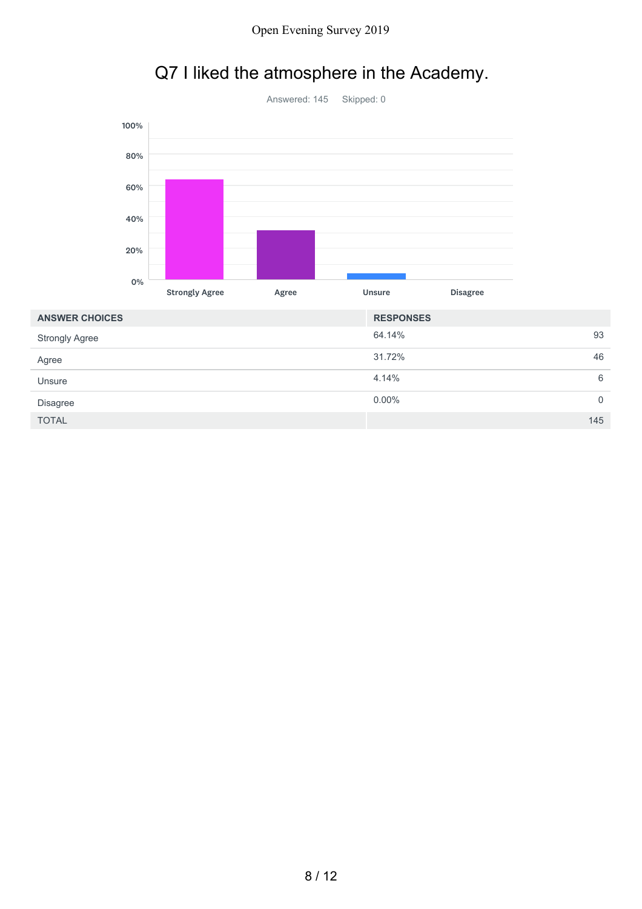## Q7 I liked the atmosphere in the Academy.

Answered: 145 Skipped: 0

100%
80%
60%
40%
20%
0%
Strongly Agree
Agree
Unsure
Disagree

| ANSWER CHOICES | RESPONSES | |
|---|---|---|
| Strongly Agree | 64.14% | 93 |
| Agree | 31.72% | 46 |
| Unsure | 4.14% | 6 |
| Disagree | 0.00% | 0 |
| TOTAL | | 145 |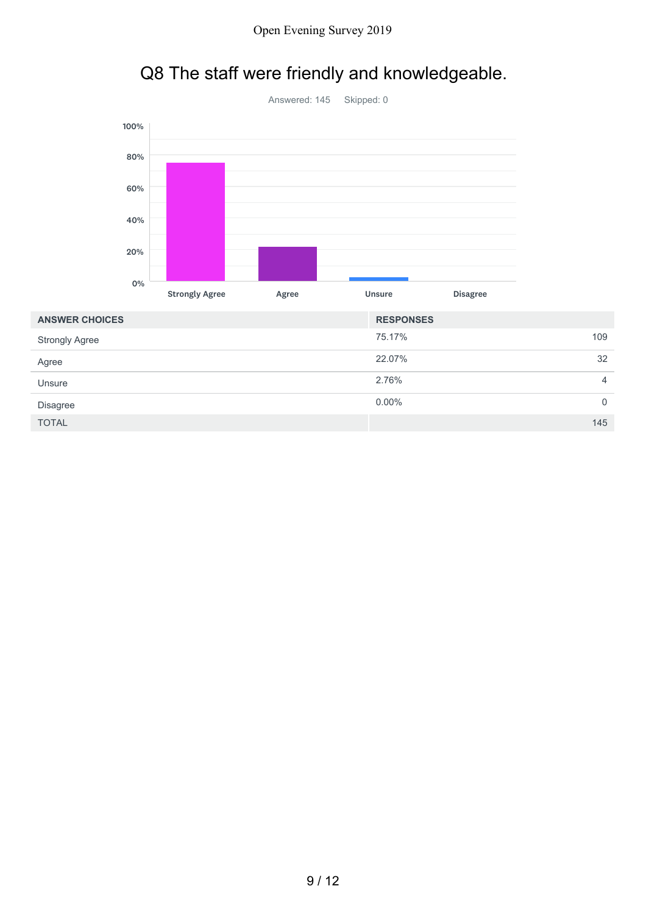# Q8 The staff were friendly and knowledgeable.

Answered: 145 Skipped: 0

100%
80%
60%
40%
20%
0%
Strongly Agree
Agree
Unsure
Disagree

| ANSWER CHOICES | RESPONSES | |
|---|---|---|
| Strongly Agree | 75.17% | 109 |
| Agree | 22.07% | 32 |
| Unsure | 2.76% | 4 |
| Disagree | 0.00% | 0 |
| TOTAL | | 145 |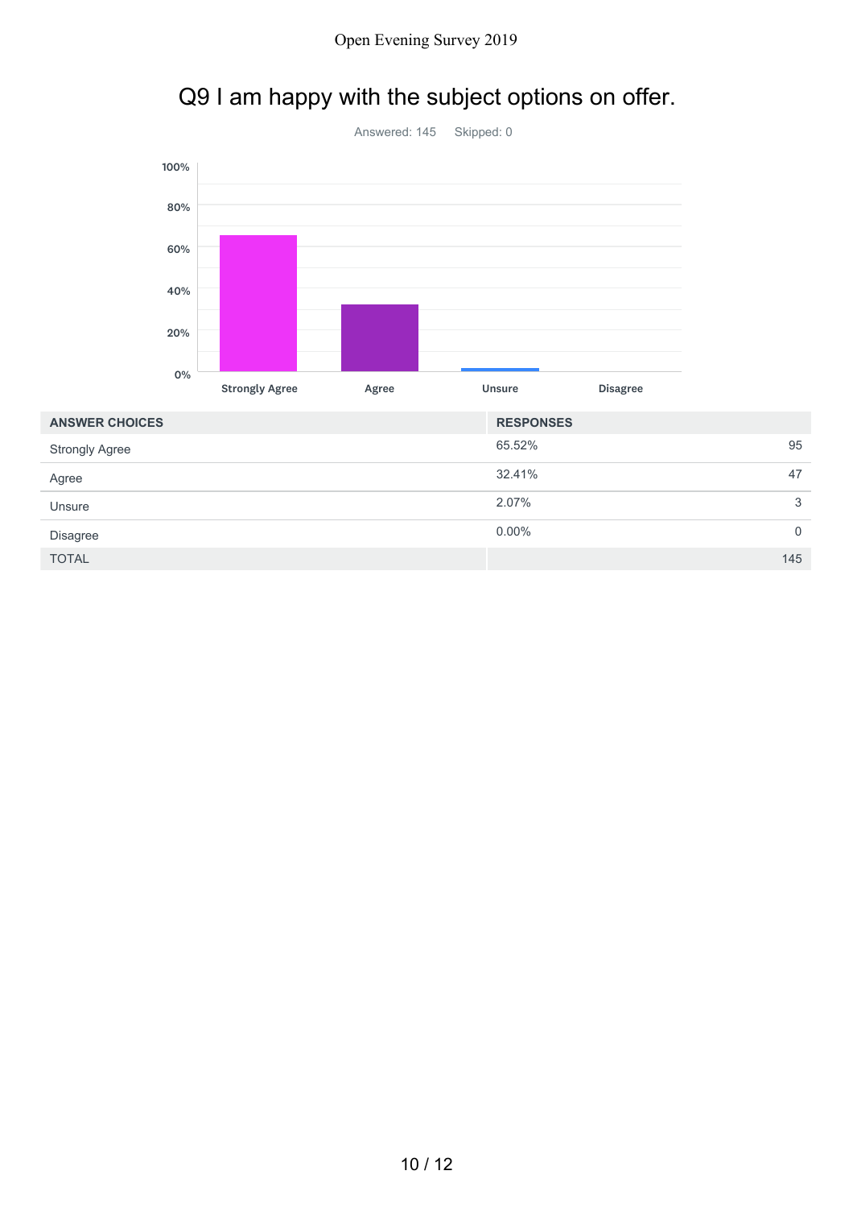# Q9 I am happy with the subject options on offer.

Answered: 145 Skipped: 0

100%
80%
60%
40%
20%
0%

Strongly Agree
Agree
Unsure
Disagree

| ANSWER CHOICES | RESPONSES | |
|---|---|---|
| Strongly Agree | 65.52% | 95 |
| Agree | 32.41% | 47 |
| Unsure | 2.07% | 3 |
| Disagree | 0.00% | 0 |
| TOTAL | | 145 |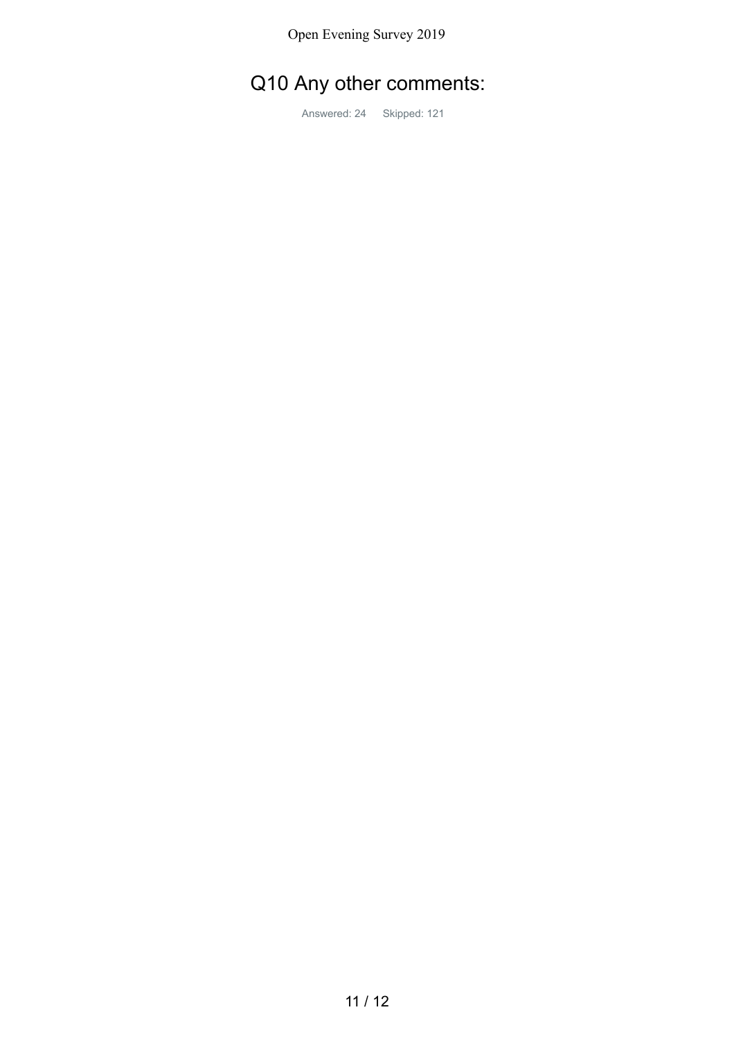# Q10 Any other comments:

Answered: 24 Skipped: 121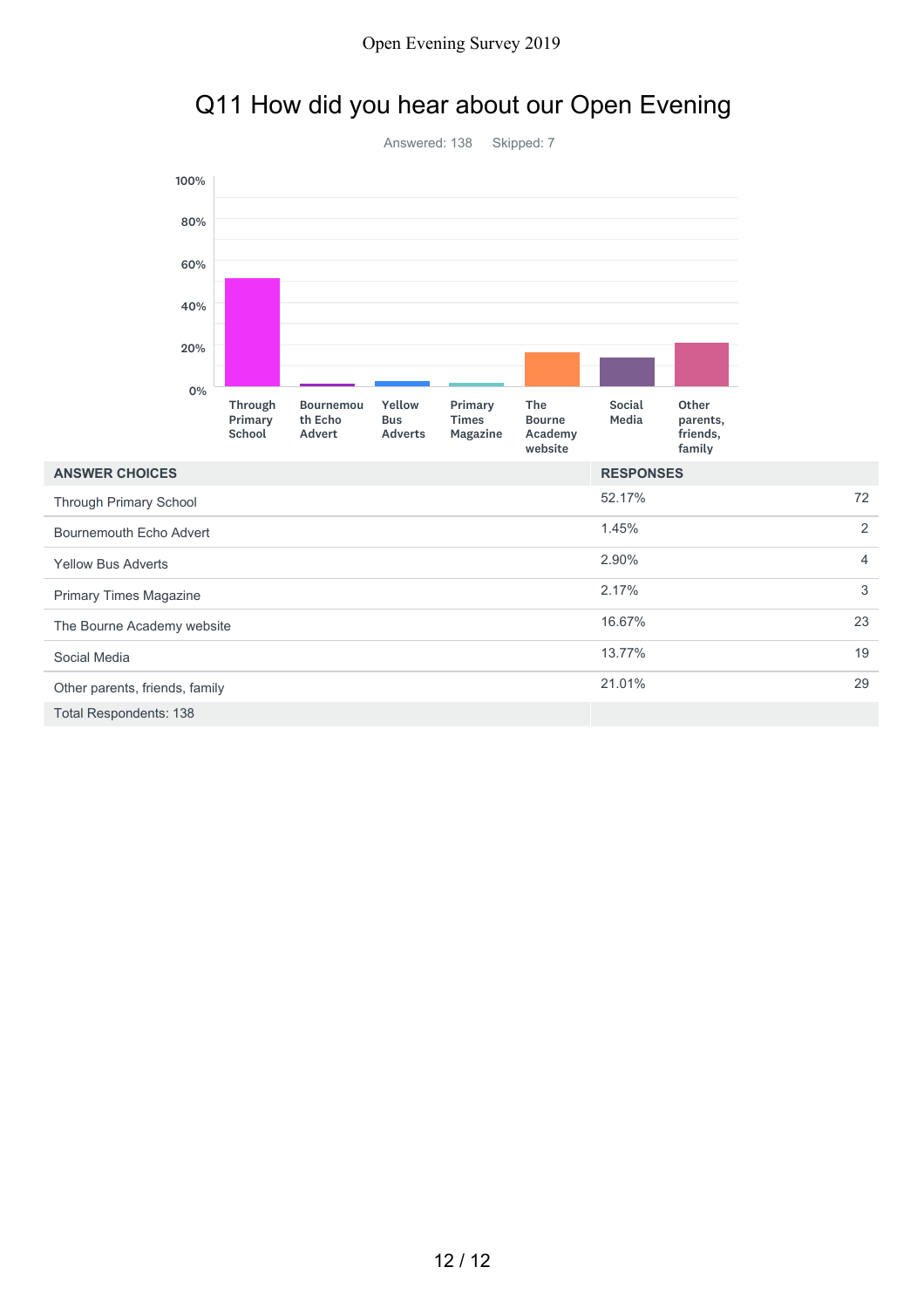# Q11 How did you hear about our Open Evening

Answered: 138    Skipped: 7

100%
80%
60%
40%
20%
0%

Through Primary School
Bournemouth Echo Advert
Yellow Bus Adverts
Primary Times Magazine
The Bourne Academy website
Social Media
Other parents, friends, family

| ANSWER CHOICES | RESPONSES | |
|---|---|---|
| Through Primary School | 52.17% | 72 |
| Bournemouth Echo Advert | 1.45% | 2 |
| Yellow Bus Adverts | 2.90% | 4 |
| Primary Times Magazine | 2.17% | 3 |
| The Bourne Academy website | 16.67% | 23 |
| Social Media | 13.77% | 19 |
| Other parents, friends, family | 21.01% | 29 |
| Total Respondents: 138 | | |